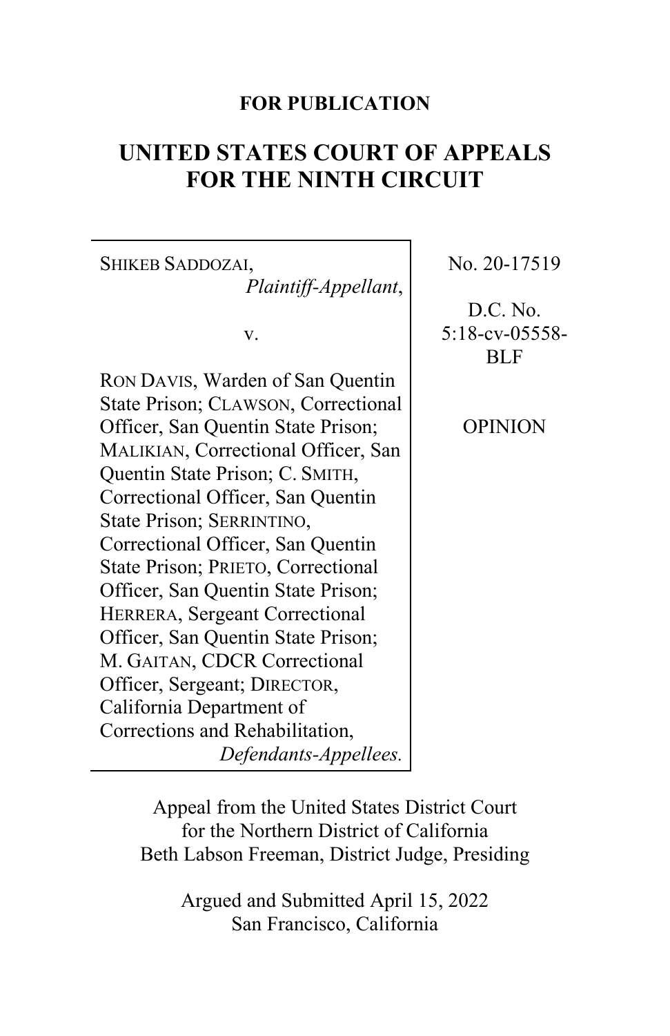**FOR PUBLICATION**

# UNITED STATES COURT OF APPEALS FOR THE NINTH CIRCUIT

| | |
|---|---|
| SHIKEB SADDOZAI, *Plaintiff-Appellant*, v. RON DAVIS, Warden of San Quentin State Prison; CLAWSON, Correctional Officer, San Quentin State Prison; MALIKIAN, Correctional Officer, San Quentin State Prison; C. SMITH, Correctional Officer, San Quentin State Prison; SERRINTINO, Correctional Officer, San Quentin State Prison; PRIETO, Correctional Officer, San Quentin State Prison; HERRERA, Sergeant Correctional Officer, San Quentin State Prison; M. GAITAN, CDCR Correctional Officer, Sergeant; DIRECTOR, California Department of Corrections and Rehabilitation, *Defendants-Appellees.* | No. 20-17519<br><br>D.C. No. 5:18-cv-05558-BLF<br><br>OPINION |

Appeal from the United States District Court for the Northern District of California
Beth Labson Freeman, District Judge, Presiding

Argued and Submitted April 15, 2022
San Francisco, California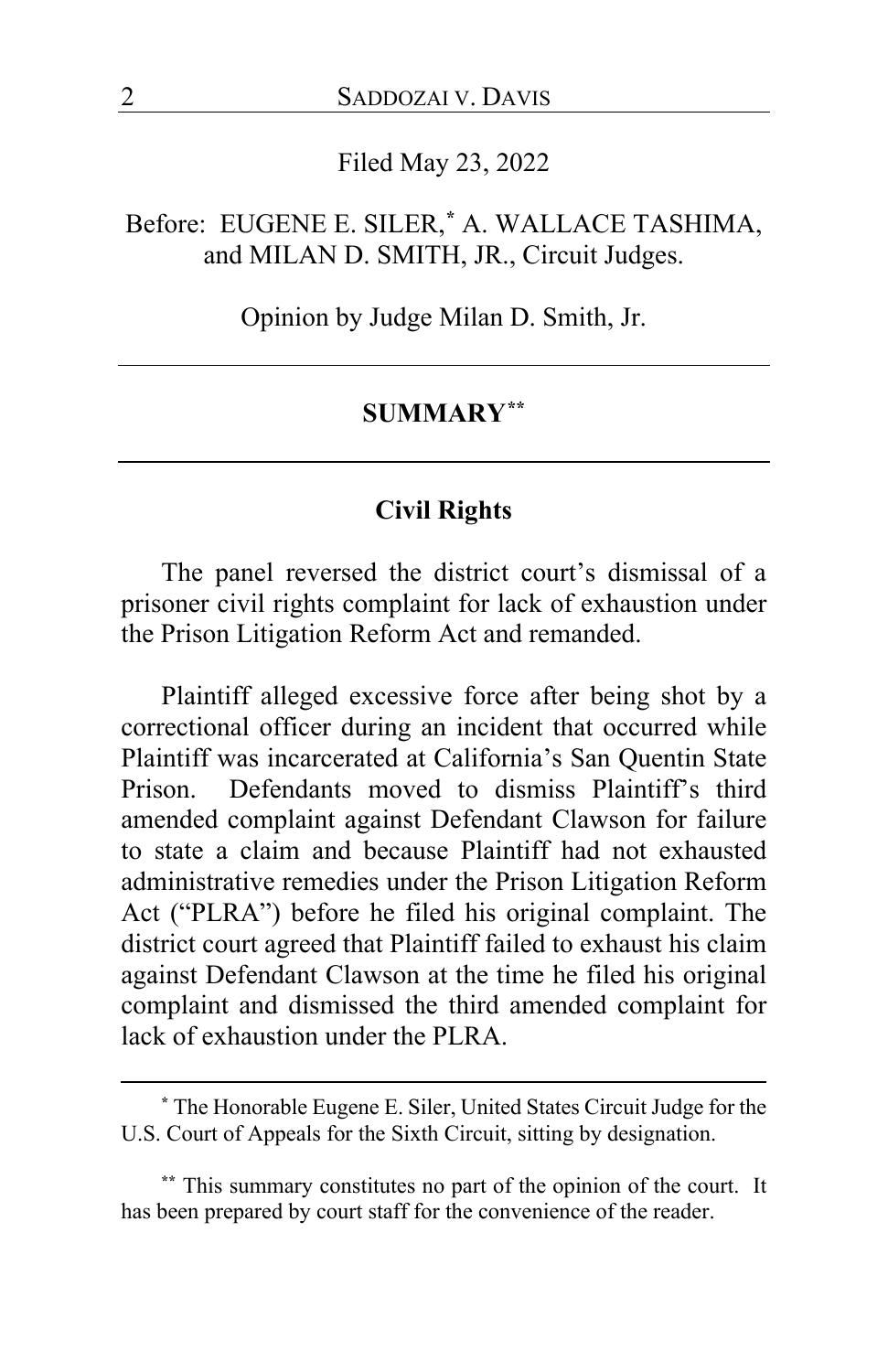Filed May 23, 2022

Before: EUGENE E. SILER,* A. WALLACE TASHIMA, and MILAN D. SMITH, JR., Circuit Judges.

Opinion by Judge Milan D. Smith, Jr.

---

## SUMMARY**

---

### Civil Rights

The panel reversed the district court's dismissal of a prisoner civil rights complaint for lack of exhaustion under the Prison Litigation Reform Act and remanded.

Plaintiff alleged excessive force after being shot by a correctional officer during an incident that occurred while Plaintiff was incarcerated at California's San Quentin State Prison. Defendants moved to dismiss Plaintiff's third amended complaint against Defendant Clawson for failure to state a claim and because Plaintiff had not exhausted administrative remedies under the Prison Litigation Reform Act ("PLRA") before he filed his original complaint. The district court agreed that Plaintiff failed to exhaust his claim against Defendant Clawson at the time he filed his original complaint and dismissed the third amended complaint for lack of exhaustion under the PLRA.

---

* The Honorable Eugene E. Siler, United States Circuit Judge for the U.S. Court of Appeals for the Sixth Circuit, sitting by designation.

** This summary constitutes no part of the opinion of the court. It has been prepared by court staff for the convenience of the reader.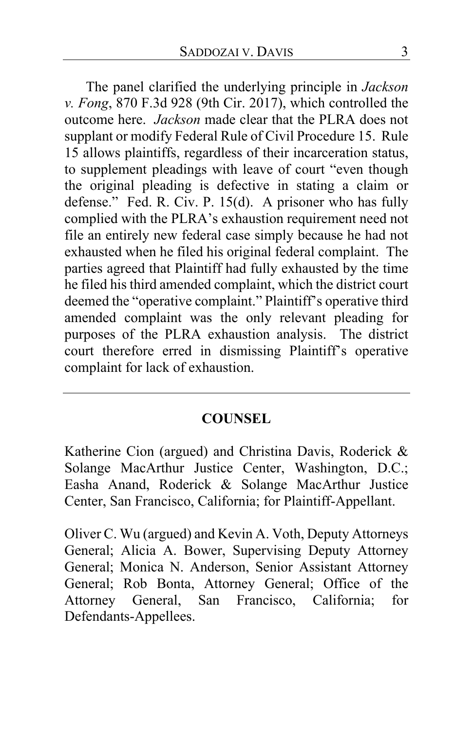The panel clarified the underlying principle in *Jackson v. Fong*, 870 F.3d 928 (9th Cir. 2017), which controlled the outcome here. *Jackson* made clear that the PLRA does not supplant or modify Federal Rule of Civil Procedure 15. Rule 15 allows plaintiffs, regardless of their incarceration status, to supplement pleadings with leave of court "even though the original pleading is defective in stating a claim or defense." Fed. R. Civ. P. 15(d). A prisoner who has fully complied with the PLRA's exhaustion requirement need not file an entirely new federal case simply because he had not exhausted when he filed his original federal complaint. The parties agreed that Plaintiff had fully exhausted by the time he filed his third amended complaint, which the district court deemed the "operative complaint." Plaintiff's operative third amended complaint was the only relevant pleading for purposes of the PLRA exhaustion analysis. The district court therefore erred in dismissing Plaintiff's operative complaint for lack of exhaustion.

---

## COUNSEL

Katherine Cion (argued) and Christina Davis, Roderick & Solange MacArthur Justice Center, Washington, D.C.; Easha Anand, Roderick & Solange MacArthur Justice Center, San Francisco, California; for Plaintiff-Appellant.

Oliver C. Wu (argued) and Kevin A. Voth, Deputy Attorneys General; Alicia A. Bower, Supervising Deputy Attorney General; Monica N. Anderson, Senior Assistant Attorney General; Rob Bonta, Attorney General; Office of the Attorney General, San Francisco, California; for Defendants-Appellees.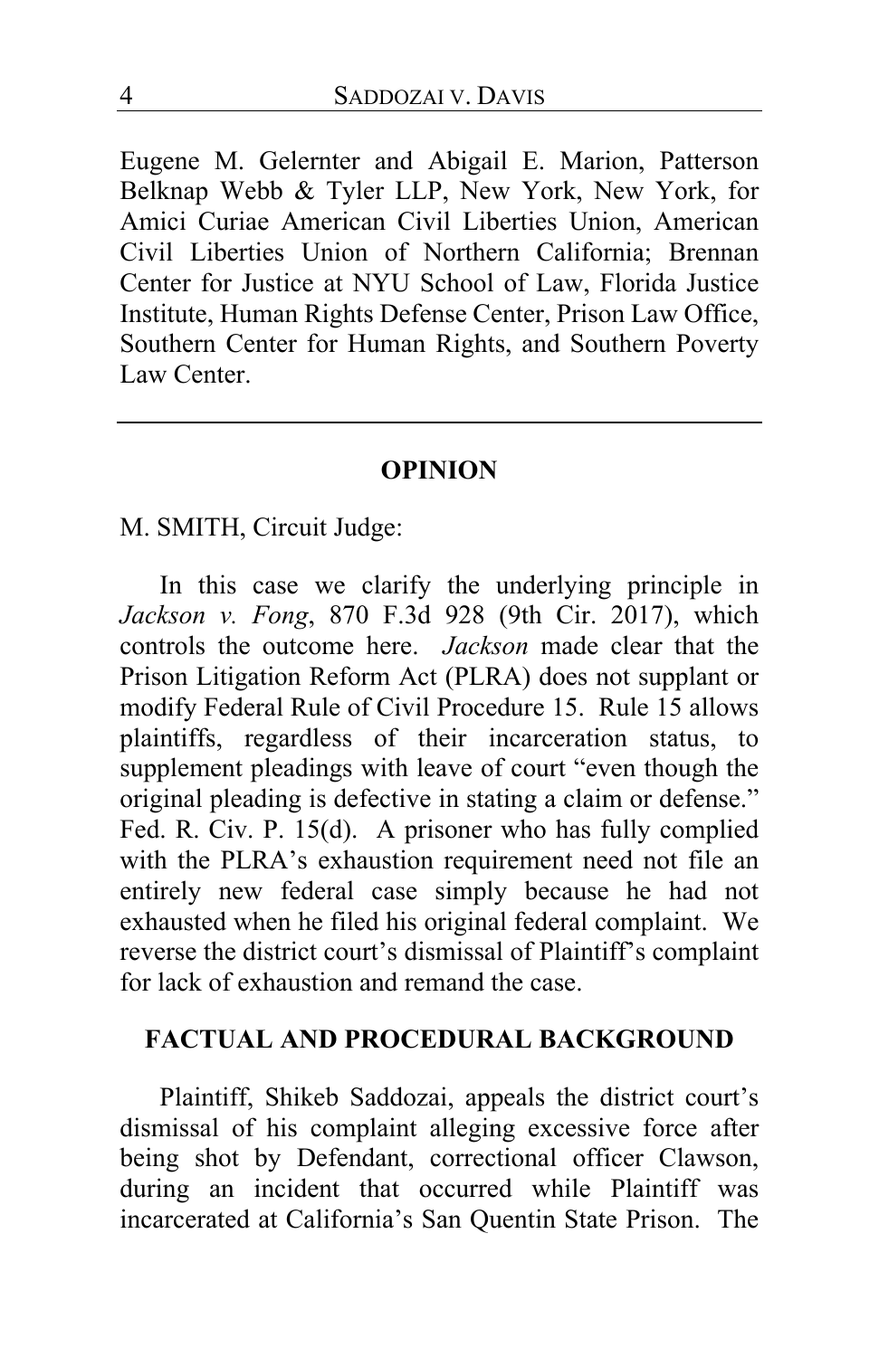Eugene M. Gelernter and Abigail E. Marion, Patterson Belknap Webb & Tyler LLP, New York, New York, for Amici Curiae American Civil Liberties Union, American Civil Liberties Union of Northern California; Brennan Center for Justice at NYU School of Law, Florida Justice Institute, Human Rights Defense Center, Prison Law Office, Southern Center for Human Rights, and Southern Poverty Law Center.

---

## OPINION

M. SMITH, Circuit Judge:

In this case we clarify the underlying principle in *Jackson v. Fong*, 870 F.3d 928 (9th Cir. 2017), which controls the outcome here. *Jackson* made clear that the Prison Litigation Reform Act (PLRA) does not supplant or modify Federal Rule of Civil Procedure 15. Rule 15 allows plaintiffs, regardless of their incarceration status, to supplement pleadings with leave of court "even though the original pleading is defective in stating a claim or defense." Fed. R. Civ. P. 15(d). A prisoner who has fully complied with the PLRA's exhaustion requirement need not file an entirely new federal case simply because he had not exhausted when he filed his original federal complaint. We reverse the district court's dismissal of Plaintiff's complaint for lack of exhaustion and remand the case.

## FACTUAL AND PROCEDURAL BACKGROUND

Plaintiff, Shikeb Saddozai, appeals the district court's dismissal of his complaint alleging excessive force after being shot by Defendant, correctional officer Clawson, during an incident that occurred while Plaintiff was incarcerated at California's San Quentin State Prison. The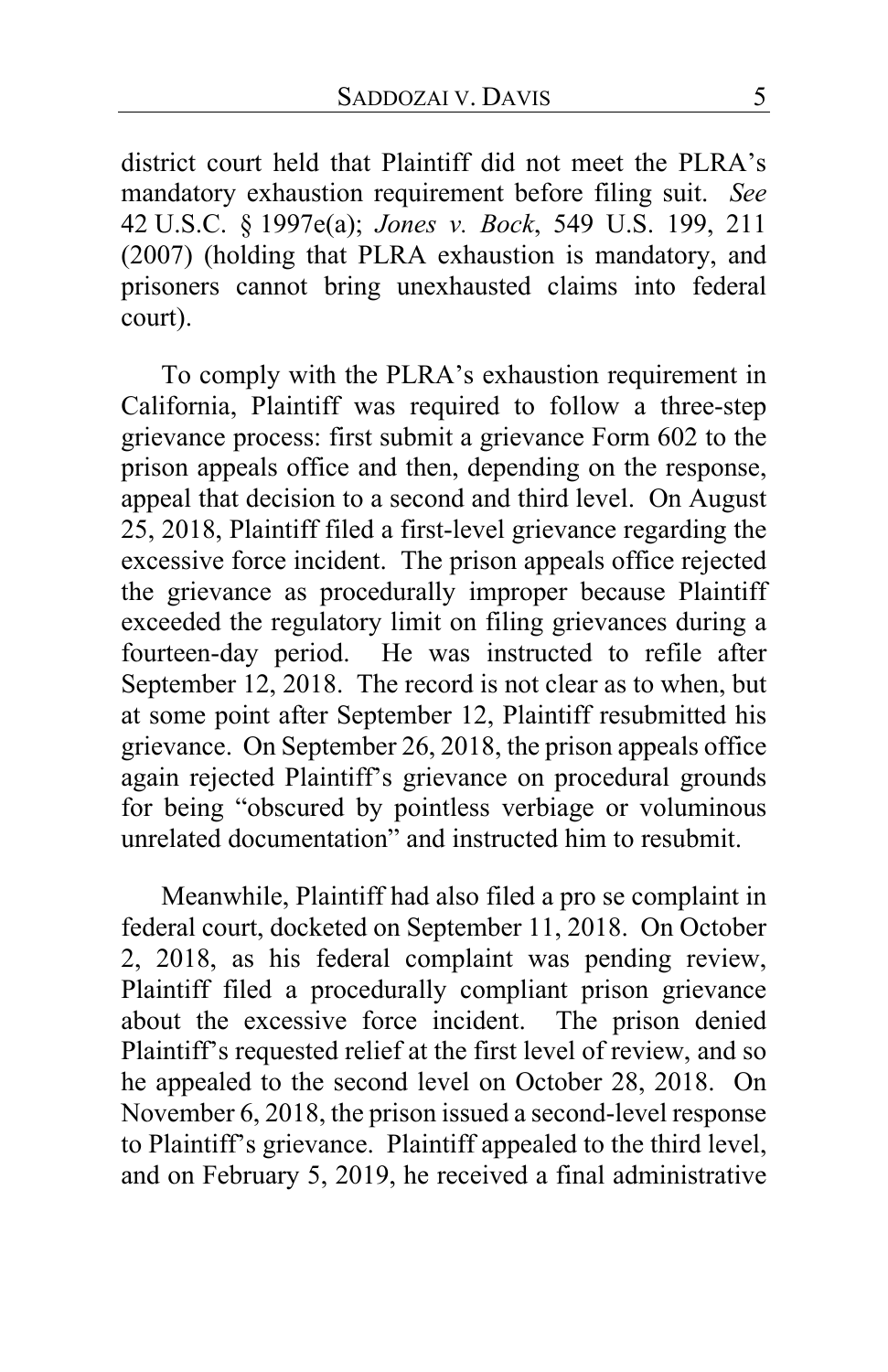district court held that Plaintiff did not meet the PLRA's mandatory exhaustion requirement before filing suit. *See* 42 U.S.C. § 1997e(a); *Jones v. Bock*, 549 U.S. 199, 211 (2007) (holding that PLRA exhaustion is mandatory, and prisoners cannot bring unexhausted claims into federal court).

To comply with the PLRA's exhaustion requirement in California, Plaintiff was required to follow a three-step grievance process: first submit a grievance Form 602 to the prison appeals office and then, depending on the response, appeal that decision to a second and third level. On August 25, 2018, Plaintiff filed a first-level grievance regarding the excessive force incident. The prison appeals office rejected the grievance as procedurally improper because Plaintiff exceeded the regulatory limit on filing grievances during a fourteen-day period. He was instructed to refile after September 12, 2018. The record is not clear as to when, but at some point after September 12, Plaintiff resubmitted his grievance. On September 26, 2018, the prison appeals office again rejected Plaintiff's grievance on procedural grounds for being "obscured by pointless verbiage or voluminous unrelated documentation" and instructed him to resubmit.

Meanwhile, Plaintiff had also filed a pro se complaint in federal court, docketed on September 11, 2018. On October 2, 2018, as his federal complaint was pending review, Plaintiff filed a procedurally compliant prison grievance about the excessive force incident. The prison denied Plaintiff's requested relief at the first level of review, and so he appealed to the second level on October 28, 2018. On November 6, 2018, the prison issued a second-level response to Plaintiff's grievance. Plaintiff appealed to the third level, and on February 5, 2019, he received a final administrative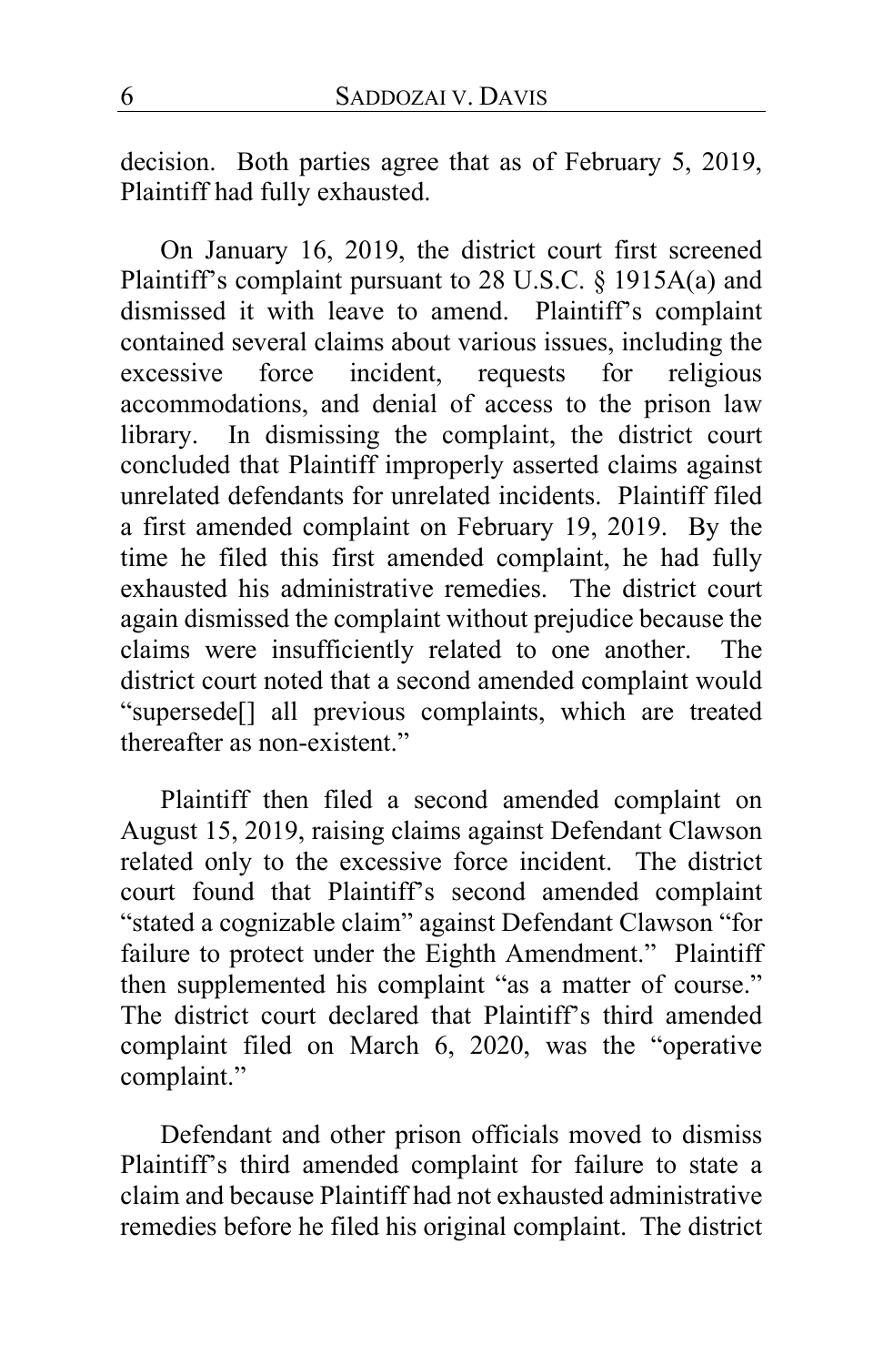decision. Both parties agree that as of February 5, 2019, Plaintiff had fully exhausted.

On January 16, 2019, the district court first screened Plaintiff's complaint pursuant to 28 U.S.C. § 1915A(a) and dismissed it with leave to amend. Plaintiff's complaint contained several claims about various issues, including the excessive force incident, requests for religious accommodations, and denial of access to the prison law library. In dismissing the complaint, the district court concluded that Plaintiff improperly asserted claims against unrelated defendants for unrelated incidents. Plaintiff filed a first amended complaint on February 19, 2019. By the time he filed this first amended complaint, he had fully exhausted his administrative remedies. The district court again dismissed the complaint without prejudice because the claims were insufficiently related to one another. The district court noted that a second amended complaint would "supersede[] all previous complaints, which are treated thereafter as non-existent."

Plaintiff then filed a second amended complaint on August 15, 2019, raising claims against Defendant Clawson related only to the excessive force incident. The district court found that Plaintiff's second amended complaint "stated a cognizable claim" against Defendant Clawson "for failure to protect under the Eighth Amendment." Plaintiff then supplemented his complaint "as a matter of course." The district court declared that Plaintiff's third amended complaint filed on March 6, 2020, was the "operative complaint."

Defendant and other prison officials moved to dismiss Plaintiff's third amended complaint for failure to state a claim and because Plaintiff had not exhausted administrative remedies before he filed his original complaint. The district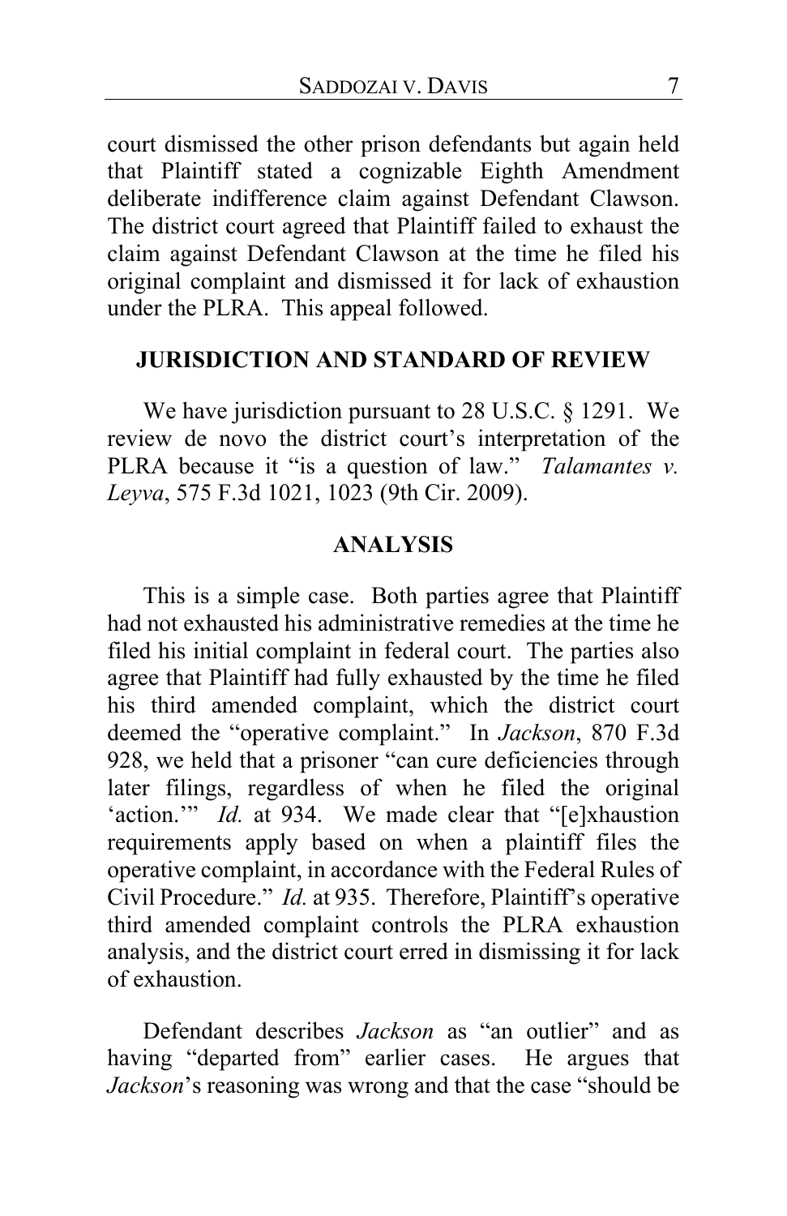court dismissed the other prison defendants but again held that Plaintiff stated a cognizable Eighth Amendment deliberate indifference claim against Defendant Clawson. The district court agreed that Plaintiff failed to exhaust the claim against Defendant Clawson at the time he filed his original complaint and dismissed it for lack of exhaustion under the PLRA. This appeal followed.

## JURISDICTION AND STANDARD OF REVIEW

We have jurisdiction pursuant to 28 U.S.C. § 1291. We review de novo the district court's interpretation of the PLRA because it "is a question of law." *Talamantes v. Leyva*, 575 F.3d 1021, 1023 (9th Cir. 2009).

## ANALYSIS

This is a simple case. Both parties agree that Plaintiff had not exhausted his administrative remedies at the time he filed his initial complaint in federal court. The parties also agree that Plaintiff had fully exhausted by the time he filed his third amended complaint, which the district court deemed the "operative complaint." In *Jackson*, 870 F.3d 928, we held that a prisoner "can cure deficiencies through later filings, regardless of when he filed the original 'action.'" *Id.* at 934. We made clear that "[e]xhaustion requirements apply based on when a plaintiff files the operative complaint, in accordance with the Federal Rules of Civil Procedure." *Id.* at 935. Therefore, Plaintiff's operative third amended complaint controls the PLRA exhaustion analysis, and the district court erred in dismissing it for lack of exhaustion.

Defendant describes *Jackson* as "an outlier" and as having "departed from" earlier cases. He argues that *Jackson*'s reasoning was wrong and that the case "should be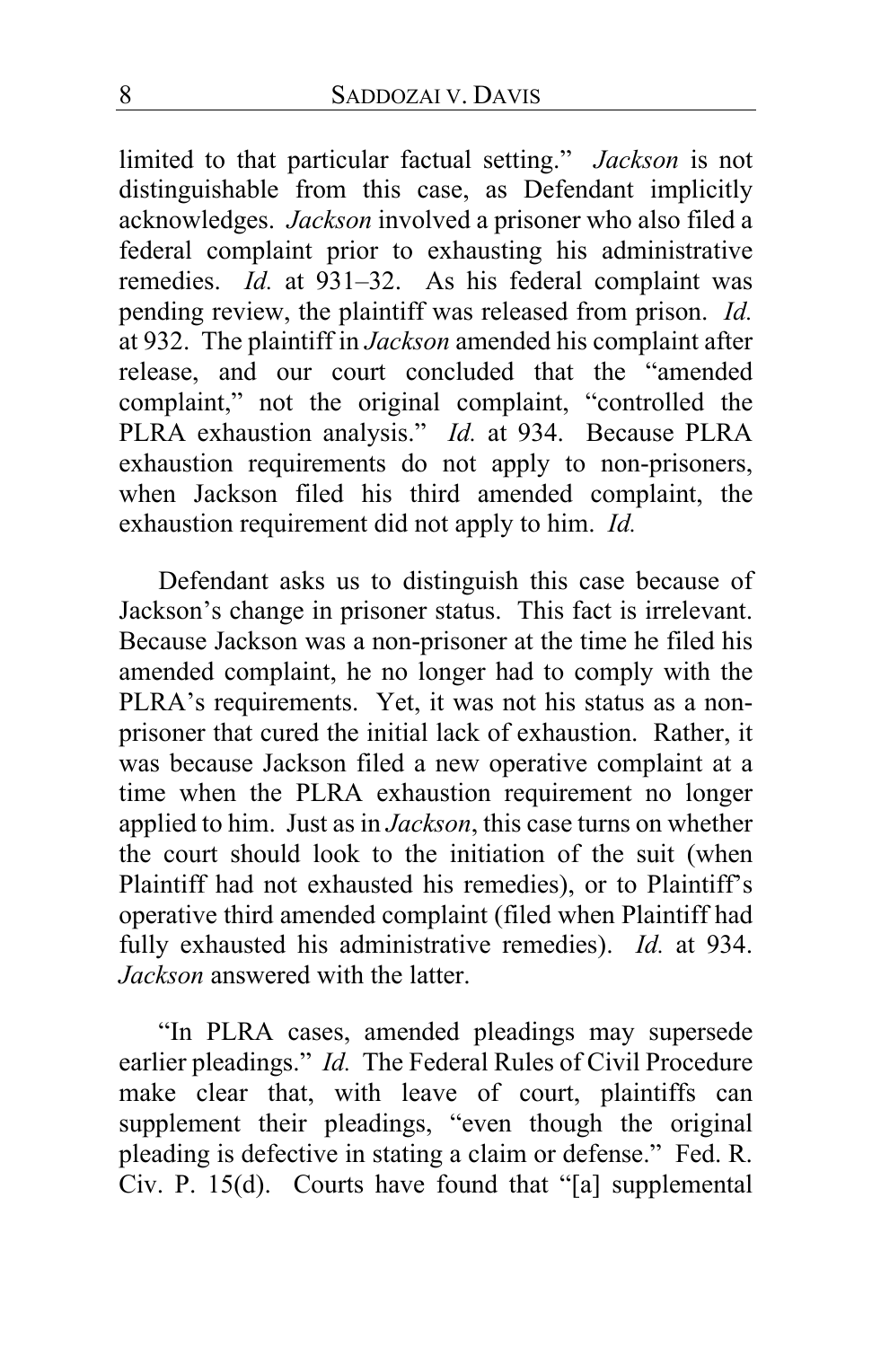limited to that particular factual setting." *Jackson* is not distinguishable from this case, as Defendant implicitly acknowledges. *Jackson* involved a prisoner who also filed a federal complaint prior to exhausting his administrative remedies. *Id.* at 931–32. As his federal complaint was pending review, the plaintiff was released from prison. *Id.* at 932. The plaintiff in *Jackson* amended his complaint after release, and our court concluded that the "amended complaint," not the original complaint, "controlled the PLRA exhaustion analysis." *Id.* at 934. Because PLRA exhaustion requirements do not apply to non-prisoners, when Jackson filed his third amended complaint, the exhaustion requirement did not apply to him. *Id.*

Defendant asks us to distinguish this case because of Jackson's change in prisoner status. This fact is irrelevant. Because Jackson was a non-prisoner at the time he filed his amended complaint, he no longer had to comply with the PLRA's requirements. Yet, it was not his status as a non-prisoner that cured the initial lack of exhaustion. Rather, it was because Jackson filed a new operative complaint at a time when the PLRA exhaustion requirement no longer applied to him. Just as in *Jackson*, this case turns on whether the court should look to the initiation of the suit (when Plaintiff had not exhausted his remedies), or to Plaintiff's operative third amended complaint (filed when Plaintiff had fully exhausted his administrative remedies). *Id.* at 934. *Jackson* answered with the latter.

"In PLRA cases, amended pleadings may supersede earlier pleadings." *Id.* The Federal Rules of Civil Procedure make clear that, with leave of court, plaintiffs can supplement their pleadings, "even though the original pleading is defective in stating a claim or defense." Fed. R. Civ. P. 15(d). Courts have found that "[a] supplemental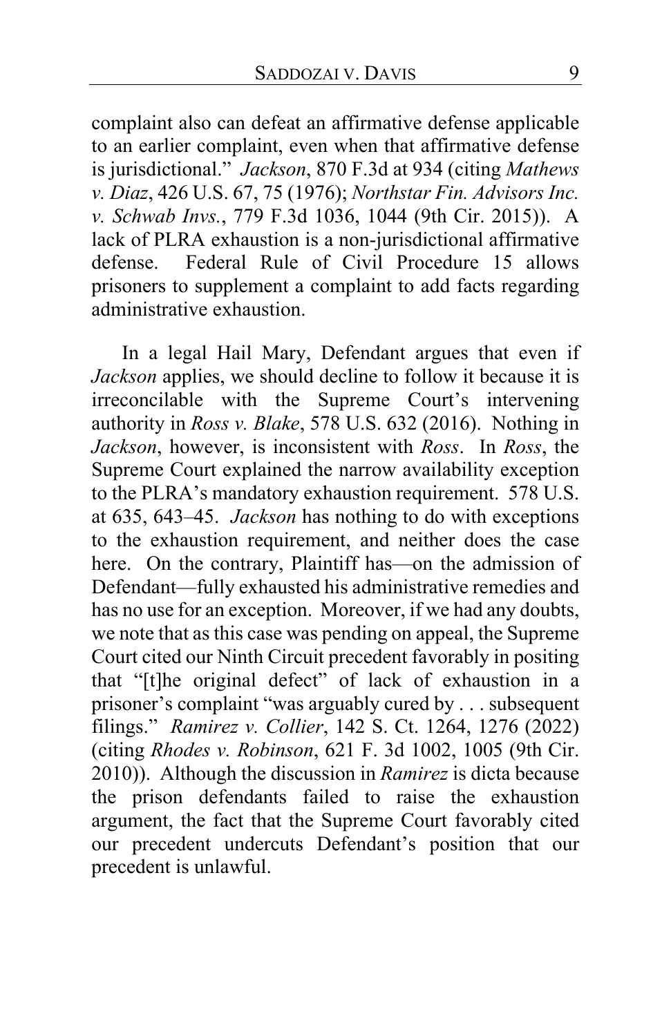complaint also can defeat an affirmative defense applicable to an earlier complaint, even when that affirmative defense is jurisdictional." *Jackson*, 870 F.3d at 934 (citing *Mathews v. Diaz*, 426 U.S. 67, 75 (1976); *Northstar Fin. Advisors Inc. v. Schwab Invs.*, 779 F.3d 1036, 1044 (9th Cir. 2015)). A lack of PLRA exhaustion is a non-jurisdictional affirmative defense. Federal Rule of Civil Procedure 15 allows prisoners to supplement a complaint to add facts regarding administrative exhaustion.

In a legal Hail Mary, Defendant argues that even if *Jackson* applies, we should decline to follow it because it is irreconcilable with the Supreme Court's intervening authority in *Ross v. Blake*, 578 U.S. 632 (2016). Nothing in *Jackson*, however, is inconsistent with *Ross*. In *Ross*, the Supreme Court explained the narrow availability exception to the PLRA's mandatory exhaustion requirement. 578 U.S. at 635, 643–45. *Jackson* has nothing to do with exceptions to the exhaustion requirement, and neither does the case here. On the contrary, Plaintiff has—on the admission of Defendant—fully exhausted his administrative remedies and has no use for an exception. Moreover, if we had any doubts, we note that as this case was pending on appeal, the Supreme Court cited our Ninth Circuit precedent favorably in positing that "[t]he original defect" of lack of exhaustion in a prisoner's complaint "was arguably cured by . . . subsequent filings." *Ramirez v. Collier*, 142 S. Ct. 1264, 1276 (2022) (citing *Rhodes v. Robinson*, 621 F. 3d 1002, 1005 (9th Cir. 2010)). Although the discussion in *Ramirez* is dicta because the prison defendants failed to raise the exhaustion argument, the fact that the Supreme Court favorably cited our precedent undercuts Defendant's position that our precedent is unlawful.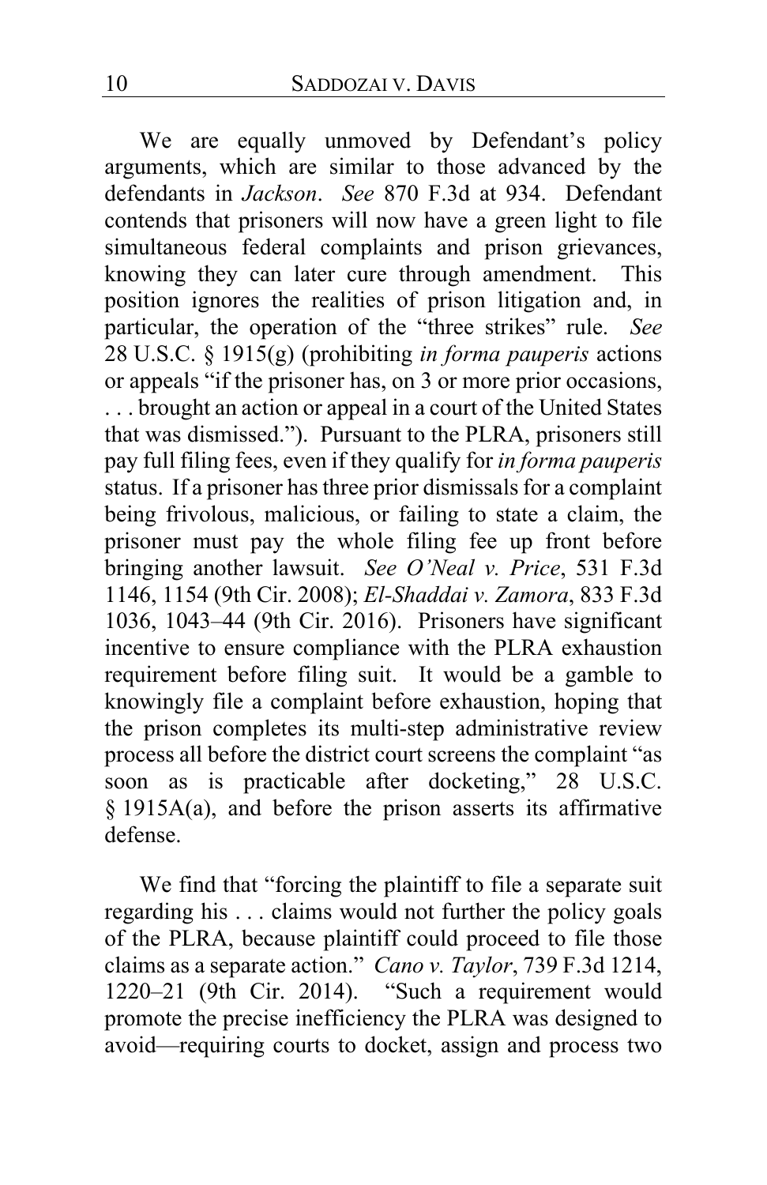We are equally unmoved by Defendant's policy arguments, which are similar to those advanced by the defendants in *Jackson*. *See* 870 F.3d at 934. Defendant contends that prisoners will now have a green light to file simultaneous federal complaints and prison grievances, knowing they can later cure through amendment. This position ignores the realities of prison litigation and, in particular, the operation of the "three strikes" rule. *See* 28 U.S.C. § 1915(g) (prohibiting *in forma pauperis* actions or appeals "if the prisoner has, on 3 or more prior occasions, . . . brought an action or appeal in a court of the United States that was dismissed."). Pursuant to the PLRA, prisoners still pay full filing fees, even if they qualify for *in forma pauperis* status. If a prisoner has three prior dismissals for a complaint being frivolous, malicious, or failing to state a claim, the prisoner must pay the whole filing fee up front before bringing another lawsuit. *See O'Neal v. Price*, 531 F.3d 1146, 1154 (9th Cir. 2008); *El-Shaddai v. Zamora*, 833 F.3d 1036, 1043–44 (9th Cir. 2016). Prisoners have significant incentive to ensure compliance with the PLRA exhaustion requirement before filing suit. It would be a gamble to knowingly file a complaint before exhaustion, hoping that the prison completes its multi-step administrative review process all before the district court screens the complaint "as soon as is practicable after docketing," 28 U.S.C. § 1915A(a), and before the prison asserts its affirmative defense.

We find that "forcing the plaintiff to file a separate suit regarding his . . . claims would not further the policy goals of the PLRA, because plaintiff could proceed to file those claims as a separate action." *Cano v. Taylor*, 739 F.3d 1214, 1220–21 (9th Cir. 2014). "Such a requirement would promote the precise inefficiency the PLRA was designed to avoid—requiring courts to docket, assign and process two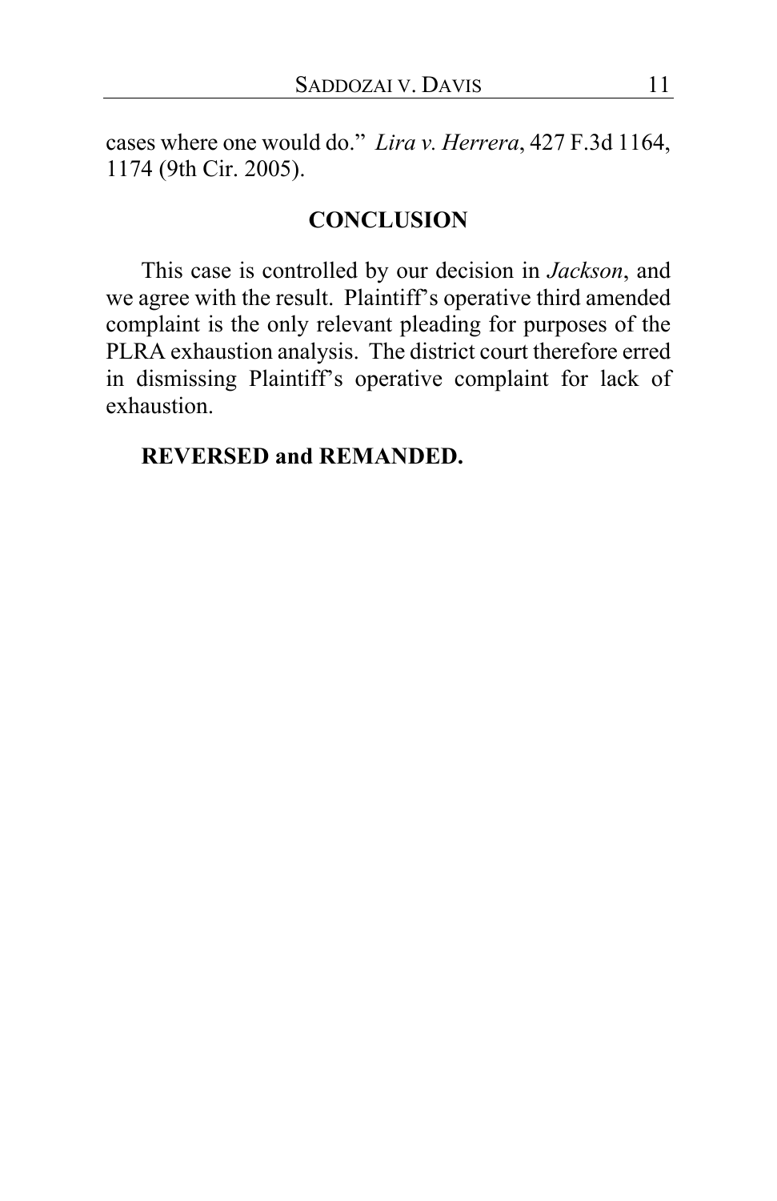cases where one would do." *Lira v. Herrera*, 427 F.3d 1164, 1174 (9th Cir. 2005).

## CONCLUSION

This case is controlled by our decision in *Jackson*, and we agree with the result. Plaintiff's operative third amended complaint is the only relevant pleading for purposes of the PLRA exhaustion analysis. The district court therefore erred in dismissing Plaintiff's operative complaint for lack of exhaustion.

**REVERSED and REMANDED.**